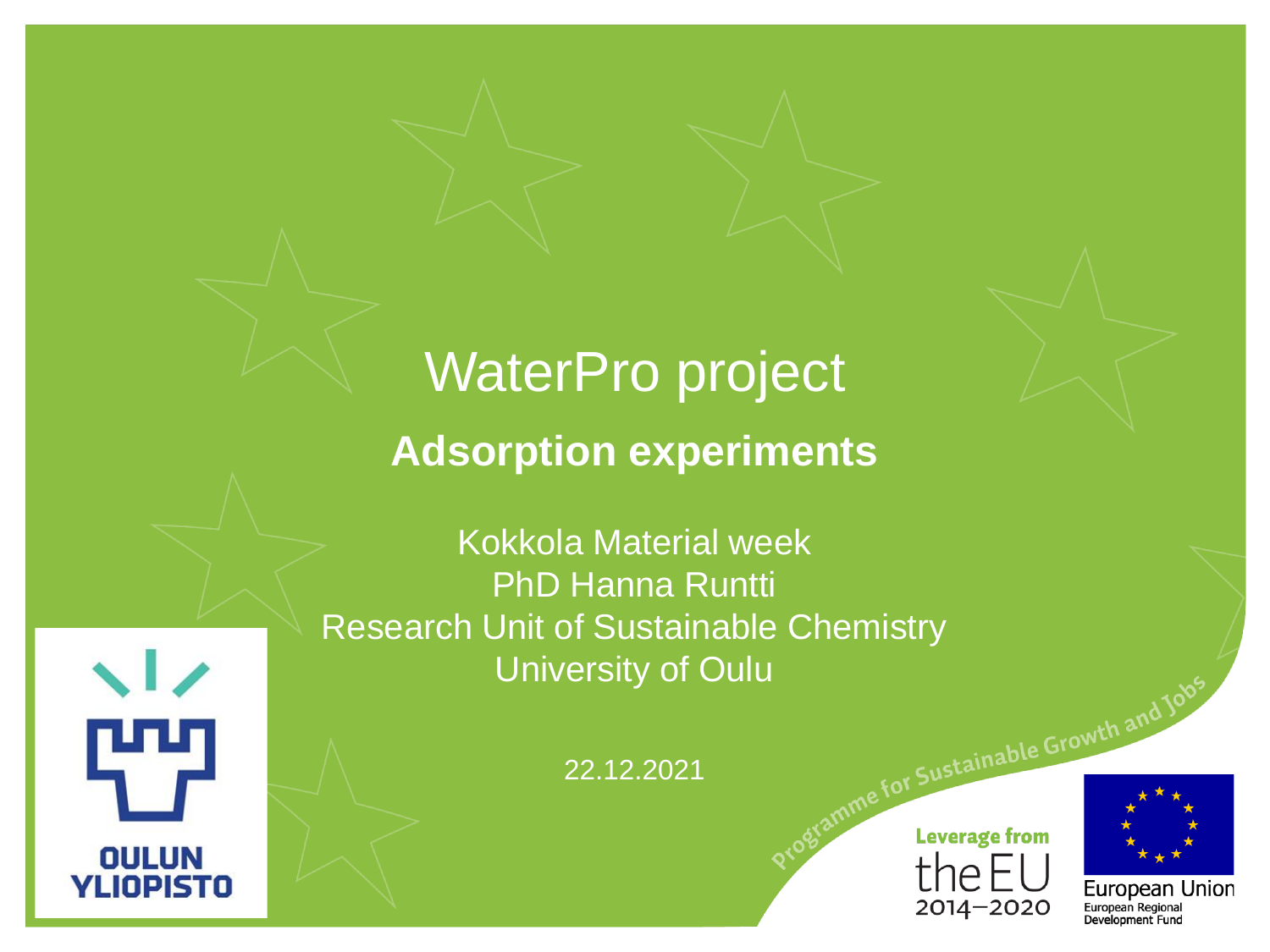# WaterPro project

## Adsorption experiments

Kokkola Material week
PhD Hanna Runtti
Research Unit of Sustainable Chemistry
University of Oulu

22.12.2021

OULUN YLIOPISTO

Programme for Sustainable Growth and Jobs

Leverage from the EU 2014–2020

European Union
European Regional Development Fund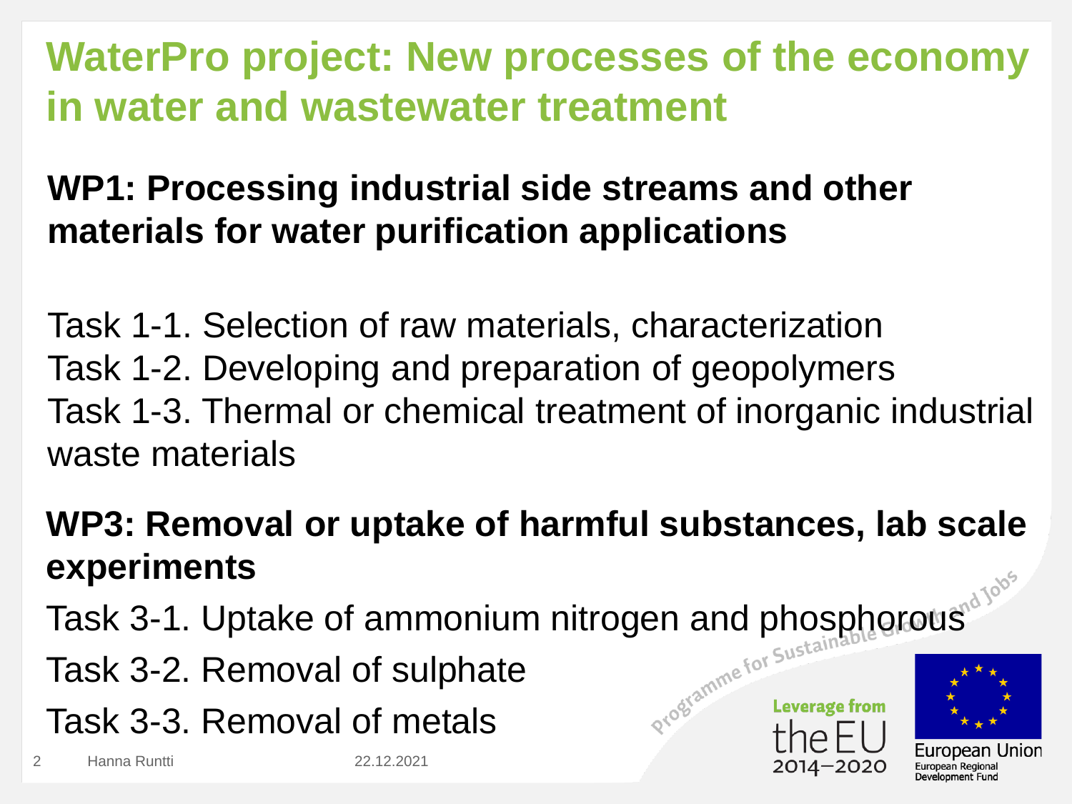# WaterPro project: New processes of the economy in water and wastewater treatment

## WP1: Processing industrial side streams and other materials for water purification applications

Task 1-1. Selection of raw materials, characterization
Task 1-2. Developing and preparation of geopolymers
Task 1-3. Thermal or chemical treatment of inorganic industrial waste materials

## WP3: Removal or uptake of harmful substances, lab scale experiments

Task 3-1. Uptake of ammonium nitrogen and phosphorous

Task 3-2. Removal of sulphate

Task 3-3. Removal of metals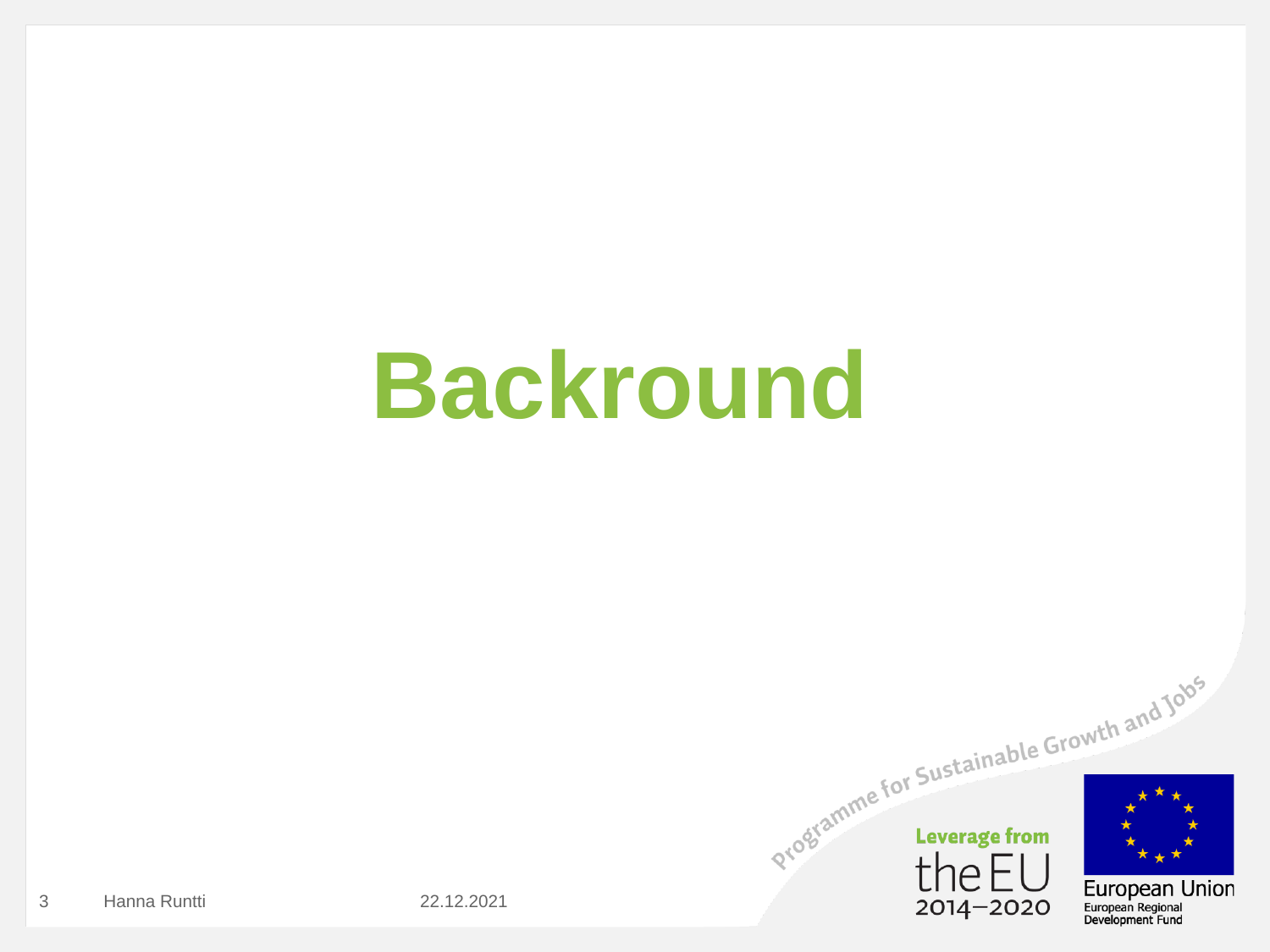# Backround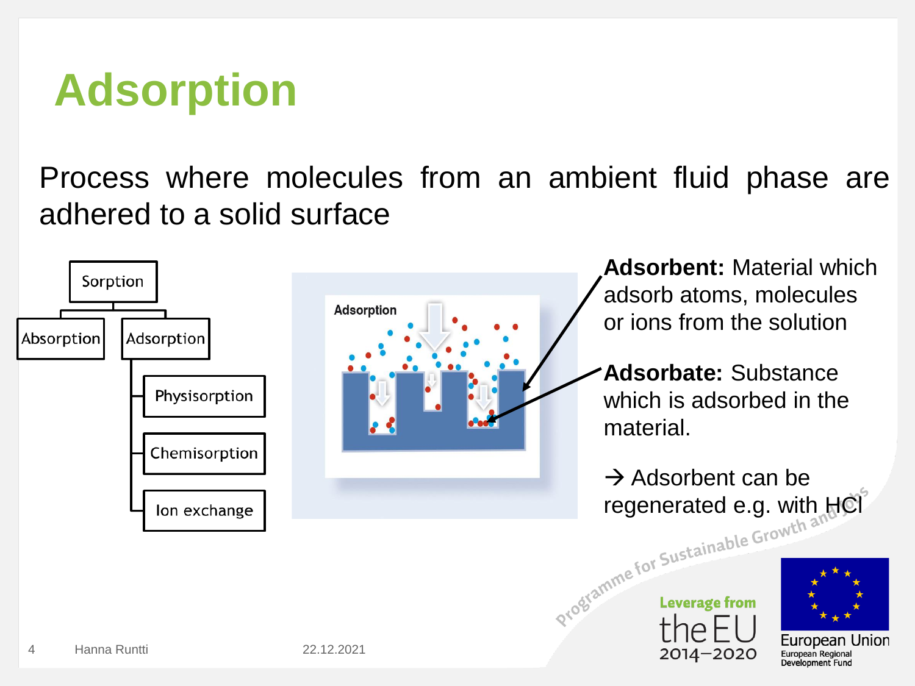# Adsorption

Process where molecules from an ambient fluid phase are adhered to a solid surface

- Sorption
  - Absorption
  - Adsorption
    - Physisorption
    - Chemisorption
    - Ion exchange

**Adsorbent:** Material which adsorb atoms, molecules or ions from the solution

**Adsorbate:** Substance which is adsorbed in the material.

→ Adsorbent can be regenerated e.g. with HCl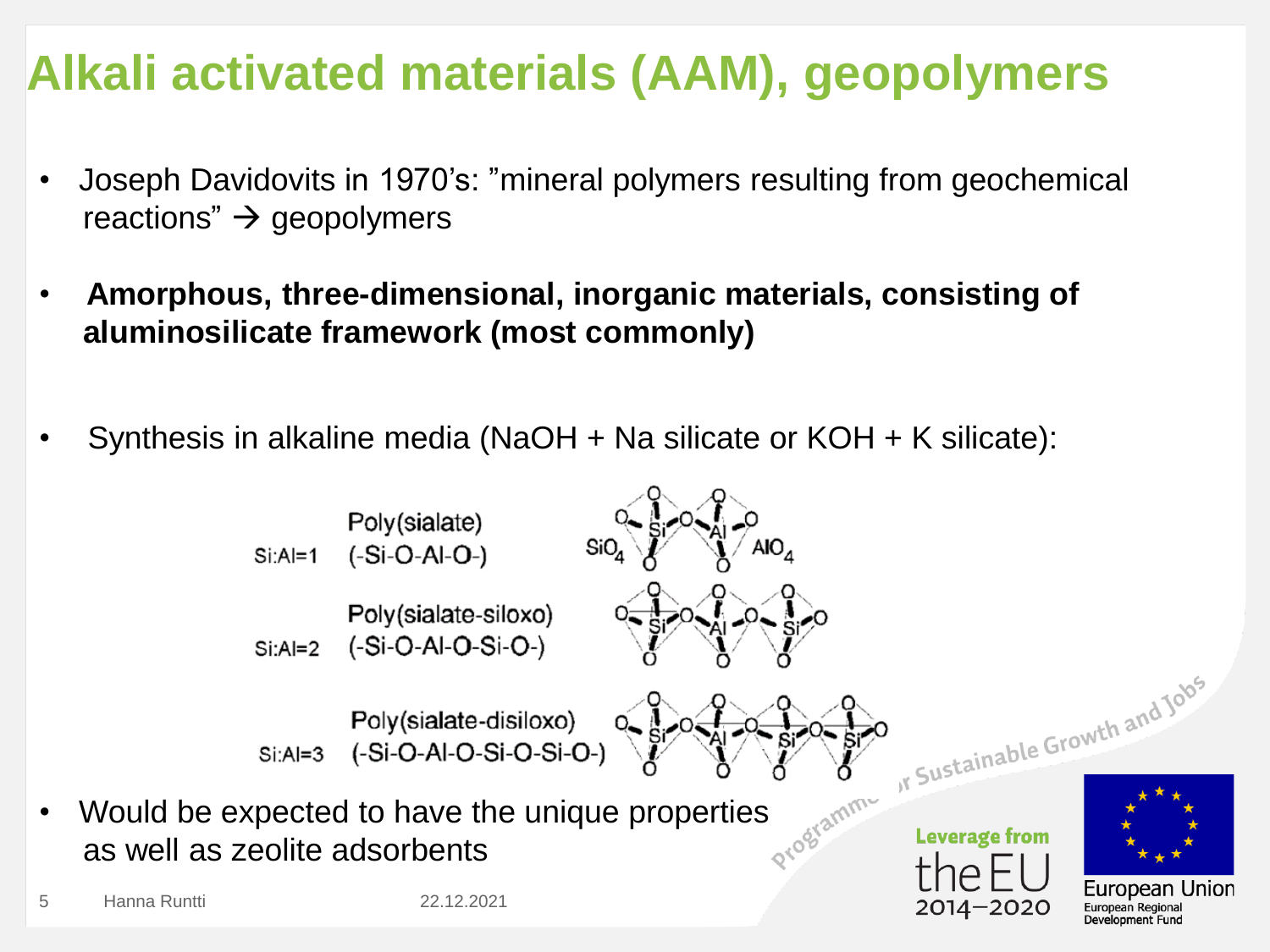# Alkali activated materials (AAM), geopolymers

- Joseph Davidovits in 1970's: "mineral polymers resulting from geochemical reactions" → geopolymers
- **Amorphous, three-dimensional, inorganic materials, consisting of aluminosilicate framework (most commonly)**
- Synthesis in alkaline media (NaOH + Na silicate or KOH + K silicate):

Si:Al=1 Poly(sialate) (-Si-O-Al-O-)

Si:Al=2 Poly(sialate-siloxo) (-Si-O-Al-O-Si-O-)

Si:Al=3 Poly(sialate-disiloxo) (-Si-O-Al-O-Si-O-Si-O-)

- Would be expected to have the unique properties as well as zeolite adsorbents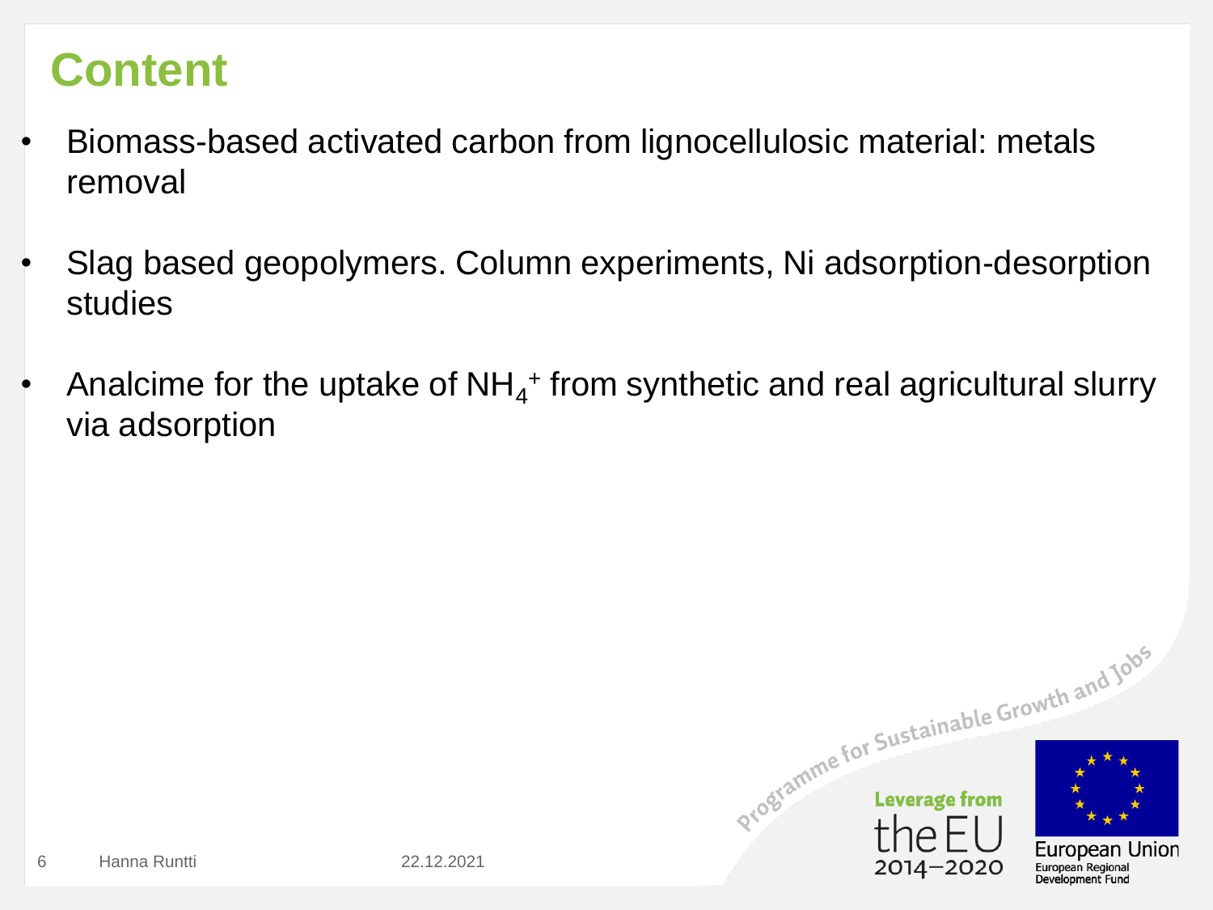# Content

- Biomass-based activated carbon from lignocellulosic material: metals removal
- Slag based geopolymers. Column experiments, Ni adsorption-desorption studies
- Analcime for the uptake of $NH_4^+$ from synthetic and real agricultural slurry via adsorption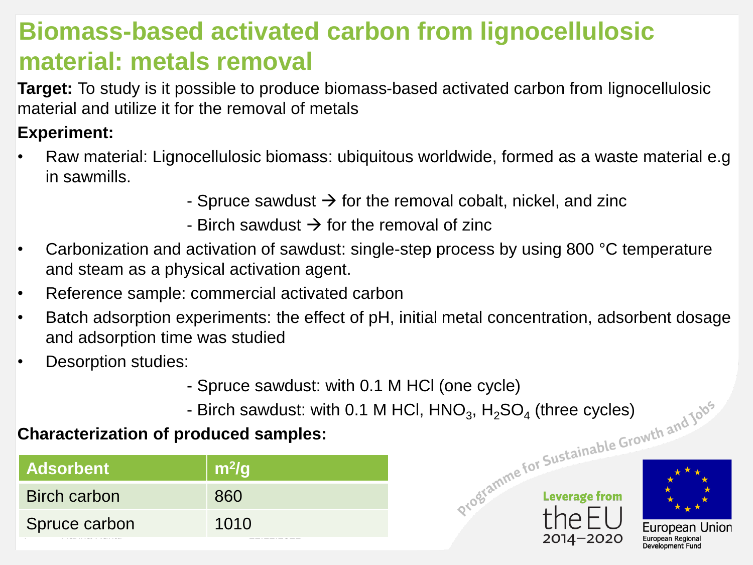# Biomass-based activated carbon from lignocellulosic material: metals removal

**Target:** To study is it possible to produce biomass-based activated carbon from lignocellulosic material and utilize it for the removal of metals

**Experiment:**

- Raw material: Lignocellulosic biomass: ubiquitous worldwide, formed as a waste material e.g in sawmills.
  - Spruce sawdust → for the removal cobalt, nickel, and zinc
  - Birch sawdust → for the removal of zinc
- Carbonization and activation of sawdust: single-step process by using 800 °C temperature and steam as a physical activation agent.
- Reference sample: commercial activated carbon
- Batch adsorption experiments: the effect of pH, initial metal concentration, adsorbent dosage and adsorption time was studied
- Desorption studies:
  - Spruce sawdust: with 0.1 M HCl (one cycle)
  - Birch sawdust: with 0.1 M HCl, $HNO_3$, $H_2SO_4$ (three cycles)

**Characterization of produced samples:**

| Adsorbent | $m^2/g$ |
|---|---|
| Birch carbon | 860 |
| Spruce carbon | 1010 |

Programme for Sustainable Growth and Jobs

Leverage from the EU 2014–2020

European Union
European Regional Development Fund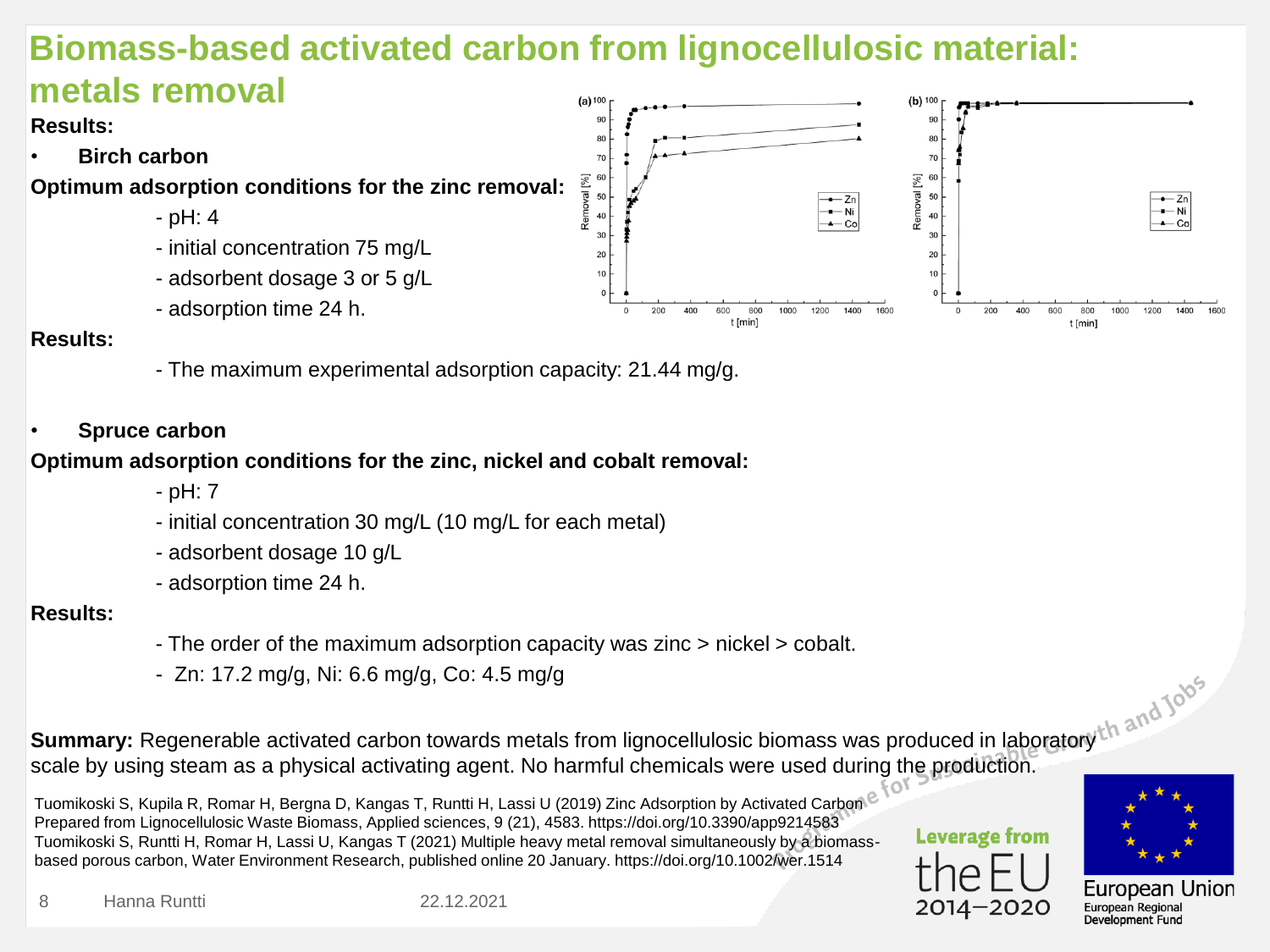# Biomass-based activated carbon from lignocellulosic material: metals removal

**Results:**

- **Birch carbon**

**Optimum adsorption conditions for the zinc removal:**

- pH: 4
- initial concentration 75 mg/L
- adsorbent dosage 3 or 5 g/L
- adsorption time 24 h.

**Results:**

- The maximum experimental adsorption capacity: 21.44 mg/g.

- **Spruce carbon**

**Optimum adsorption conditions for the zinc, nickel and cobalt removal:**

- pH: 7
- initial concentration 30 mg/L (10 mg/L for each metal)
- adsorbent dosage 10 g/L
- adsorption time 24 h.

**Results:**

- The order of the maximum adsorption capacity was zinc > nickel > cobalt.
- Zn: 17.2 mg/g, Ni: 6.6 mg/g, Co: 4.5 mg/g

**Summary:** Regenerable activated carbon towards metals from lignocellulosic biomass was produced in laboratory scale by using steam as a physical activating agent. No harmful chemicals were used during the production.

Tuomikoski S, Kupila R, Romar H, Bergna D, Kangas T, Runtti H, Lassi U (2019) Zinc Adsorption by Activated Carbon Prepared from Lignocellulosic Waste Biomass, Applied sciences, 9 (21), 4583. https://doi.org/10.3390/app9214583
Tuomikoski S, Runtti H, Romar H, Lassi U, Kangas T (2021) Multiple heavy metal removal simultaneously by a biomass-based porous carbon, Water Environment Research, published online 20 January. https://doi.org/10.1002/wer.1514

Hanna Runtti 22.12.2021

Leverage from the EU 2014–2020

European Union
European Regional Development Fund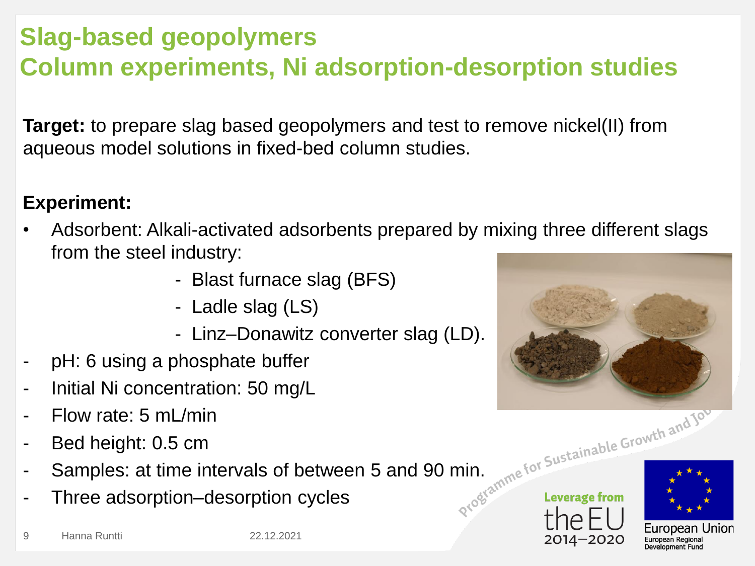# Slag-based geopolymers
# Column experiments, Ni adsorption-desorption studies

**Target:** to prepare slag based geopolymers and test to remove nickel(II) from aqueous model solutions in fixed-bed column studies.

**Experiment:**

- Adsorbent: Alkali-activated adsorbents prepared by mixing three different slags from the steel industry:
  - Blast furnace slag (BFS)
  - Ladle slag (LS)
  - Linz–Donawitz converter slag (LD).
- pH: 6 using a phosphate buffer
- Initial Ni concentration: 50 mg/L
- Flow rate: 5 mL/min
- Bed height: 0.5 cm
- Samples: at time intervals of between 5 and 90 min.
- Three adsorption–desorption cycles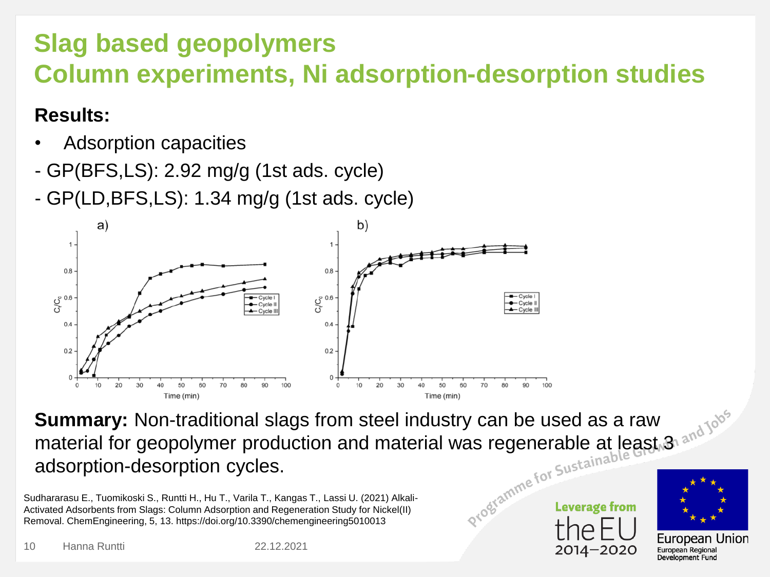# Slag based geopolymers
# Column experiments, Ni adsorption-desorption studies

**Results:**

- Adsorption capacities

- GP(BFS,LS): 2.92 mg/g (1st ads. cycle)
- GP(LD,BFS,LS): 1.34 mg/g (1st ads. cycle)

**Summary:** Non-traditional slags from steel industry can be used as a raw material for geopolymer production and material was regenerable at least 3 adsorption-desorption cycles.

Sudhararasu E., Tuomikoski S., Runtti H., Hu T., Varila T., Kangas T., Lassi U. (2021) Alkali-Activated Adsorbents from Slags: Column Adsorption and Regeneration Study for Nickel(II) Removal. ChemEngineering, 5, 13. https://doi.org/10.3390/chemengineering5010013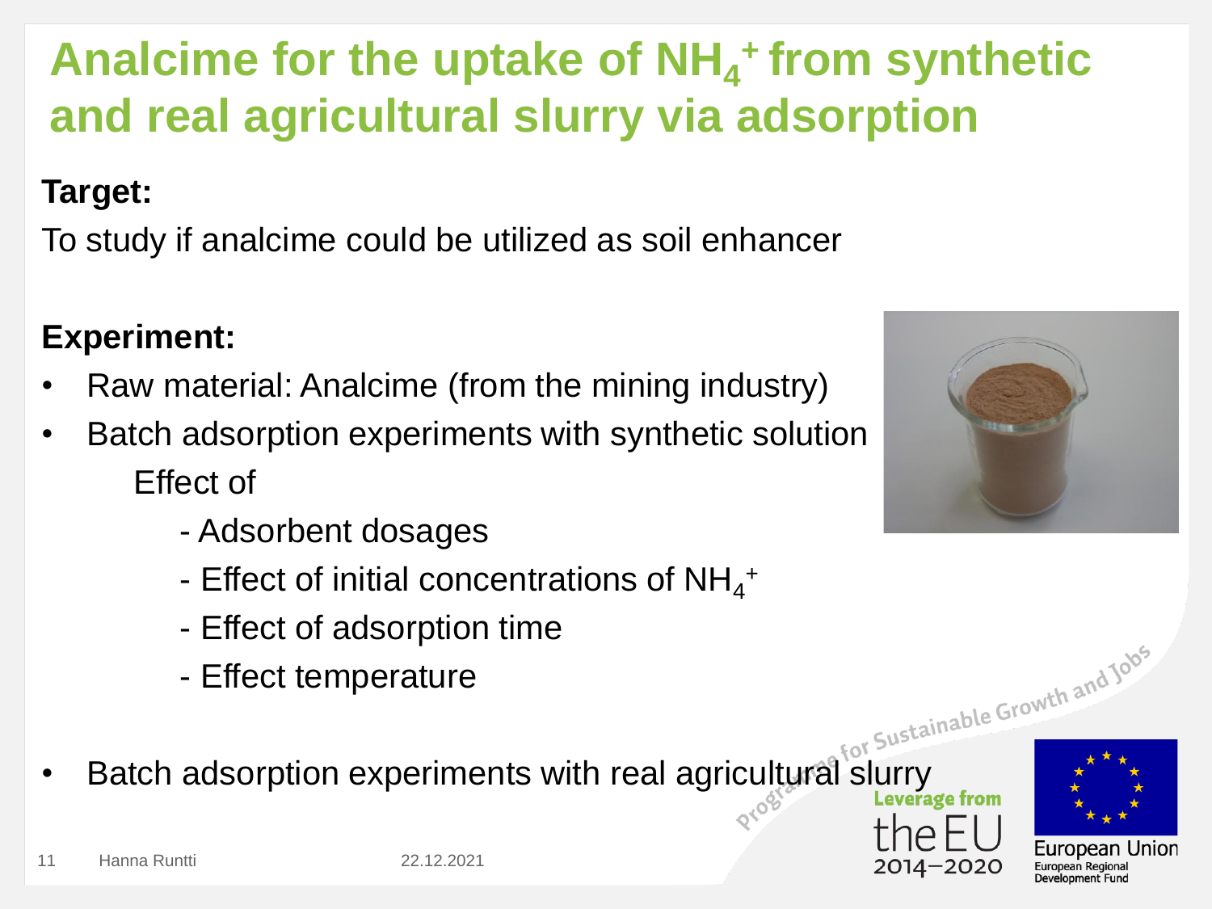# Analcime for the uptake of $NH_4^+$ from synthetic and real agricultural slurry via adsorption

**Target:**

To study if analcime could be utilized as soil enhancer

**Experiment:**

- Raw material: Analcime (from the mining industry)
- Batch adsorption experiments with synthetic solution

  Effect of

  - Adsorbent dosages
  - Effect of initial concentrations of $NH_4^+$
  - Effect of adsorption time
  - Effect temperature

- Batch adsorption experiments with real agricultural slurry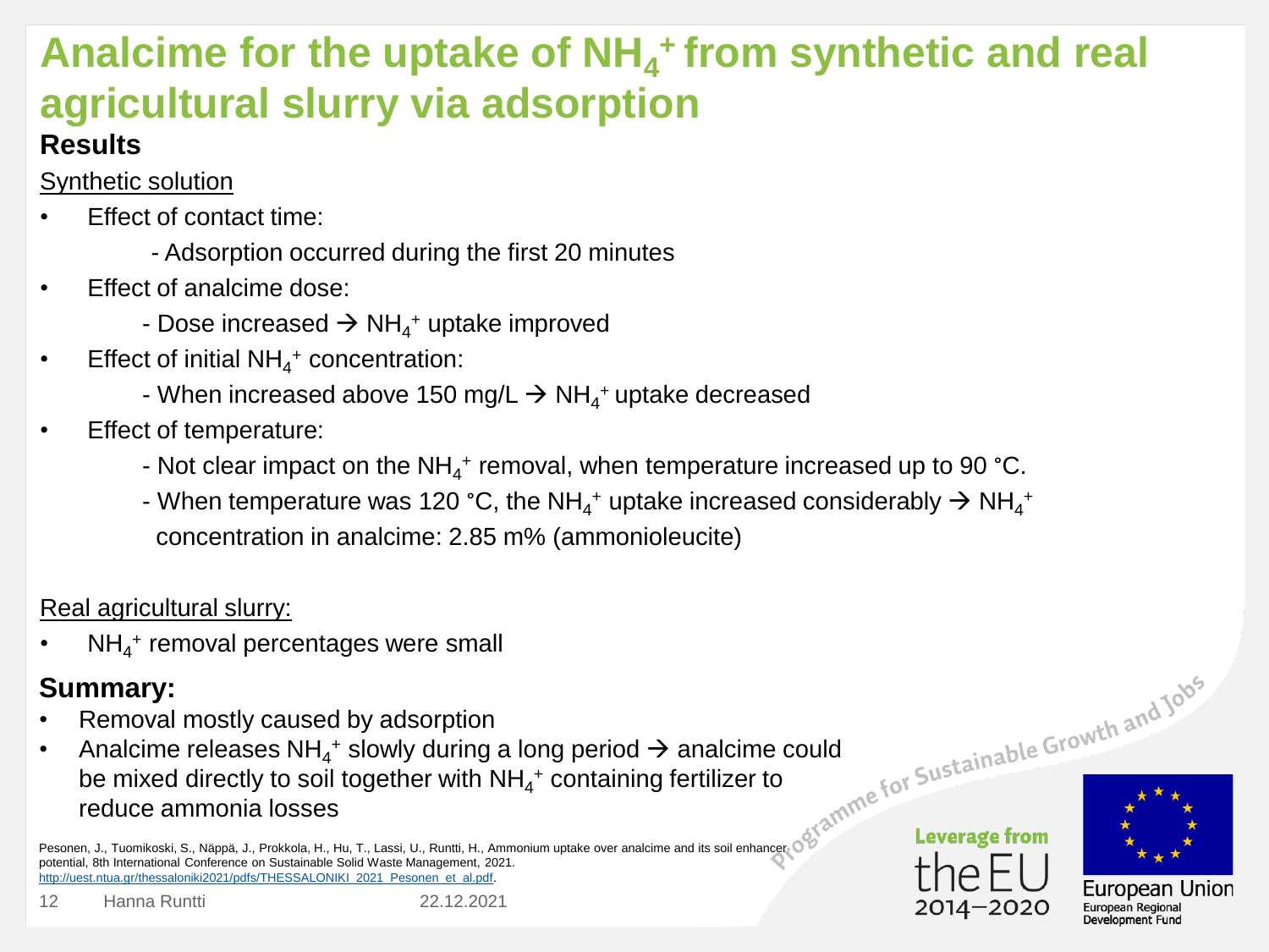# Analcime for the uptake of $NH_4^+$ from synthetic and real agricultural slurry via adsorption

## Results

Synthetic solution

- Effect of contact time:
  - Adsorption occurred during the first 20 minutes
- Effect of analcime dose:
  - Dose increased → $NH_4^+$ uptake improved
- Effect of initial $NH_4^+$ concentration:
  - When increased above 150 mg/L → $NH_4^+$ uptake decreased
- Effect of temperature:
  - Not clear impact on the $NH_4^+$ removal, when temperature increased up to 90 °C.
  - When temperature was 120 °C, the $NH_4^+$ uptake increased considerably → $NH_4^+$ concentration in analcime: 2.85 m% (ammonioleucite)

Real agricultural slurry:

- $NH_4^+$ removal percentages were small

## Summary:

- Removal mostly caused by adsorption
- Analcime releases $NH_4^+$ slowly during a long period → analcime could be mixed directly to soil together with $NH_4^+$ containing fertilizer to reduce ammonia losses

Pesonen, J., Tuomikoski, S., Näppä, J., Prokkola, H., Hu, T., Lassi, U., Runtti, H., Ammonium uptake over analcime and its soil enhancer potential, 8th International Conference on Sustainable Solid Waste Management, 2021. http://uest.ntua.gr/thessaloniki2021/pdfs/THESSALONIKI_2021_Pesonen_et_al.pdf.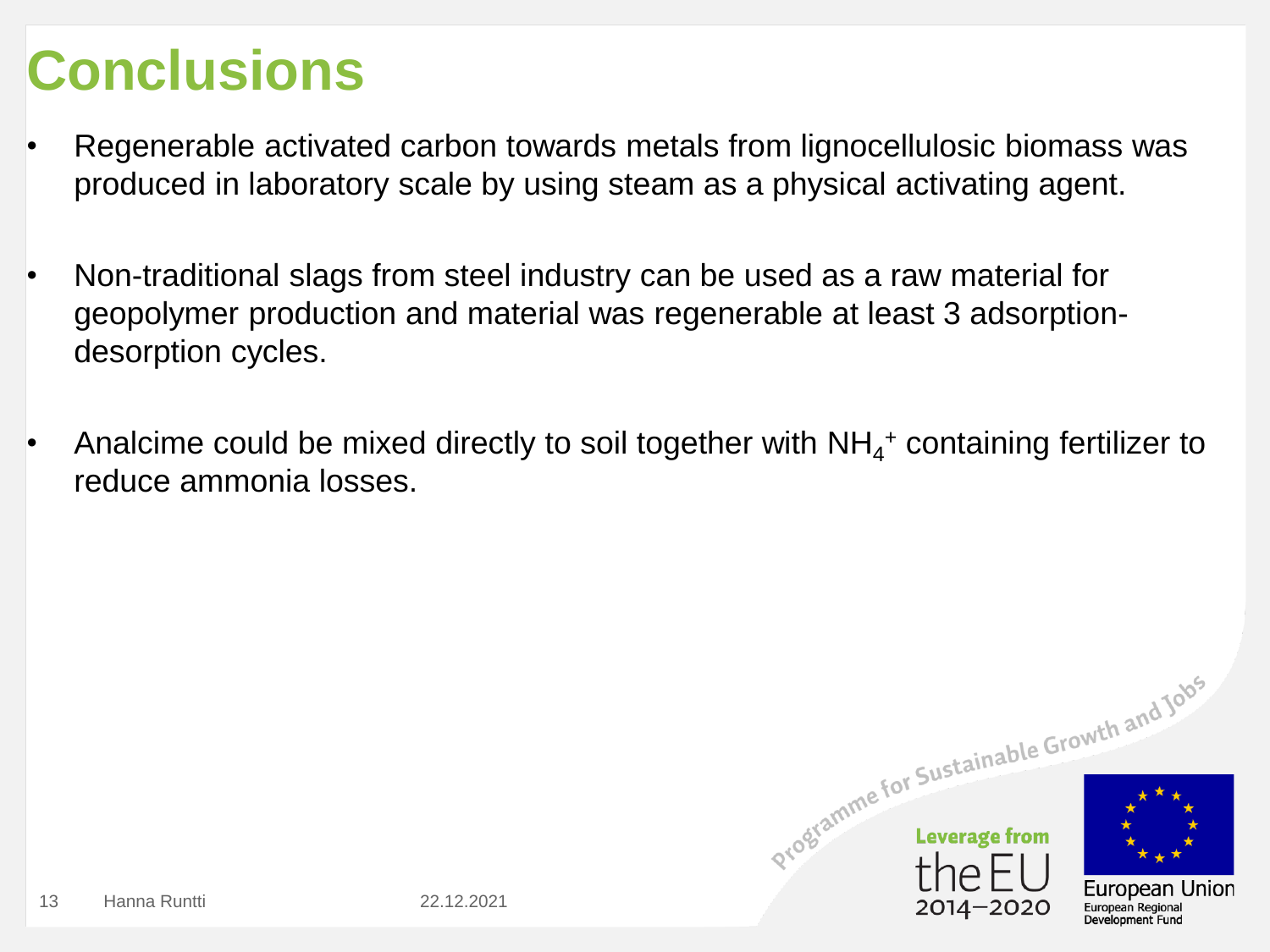# Conclusions

- Regenerable activated carbon towards metals from lignocellulosic biomass was produced in laboratory scale by using steam as a physical activating agent.
- Non-traditional slags from steel industry can be used as a raw material for geopolymer production and material was regenerable at least 3 adsorption-desorption cycles.
- Analcime could be mixed directly to soil together with $NH_4^+$ containing fertilizer to reduce ammonia losses.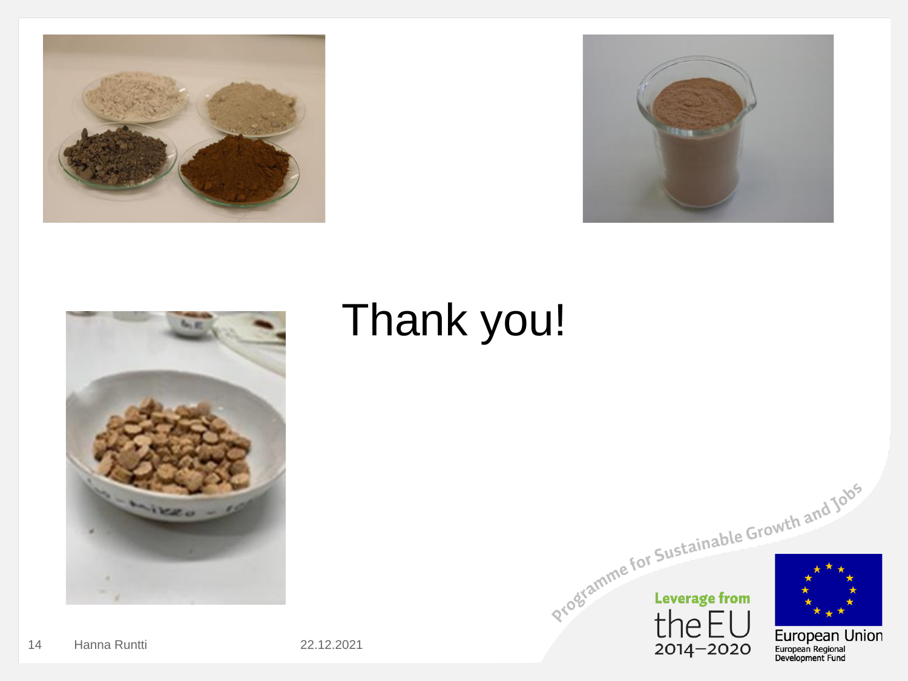# Thank you!

Programme for Sustainable Growth and Jobs

Leverage from the EU 2014–2020

European Union
European Regional Development Fund